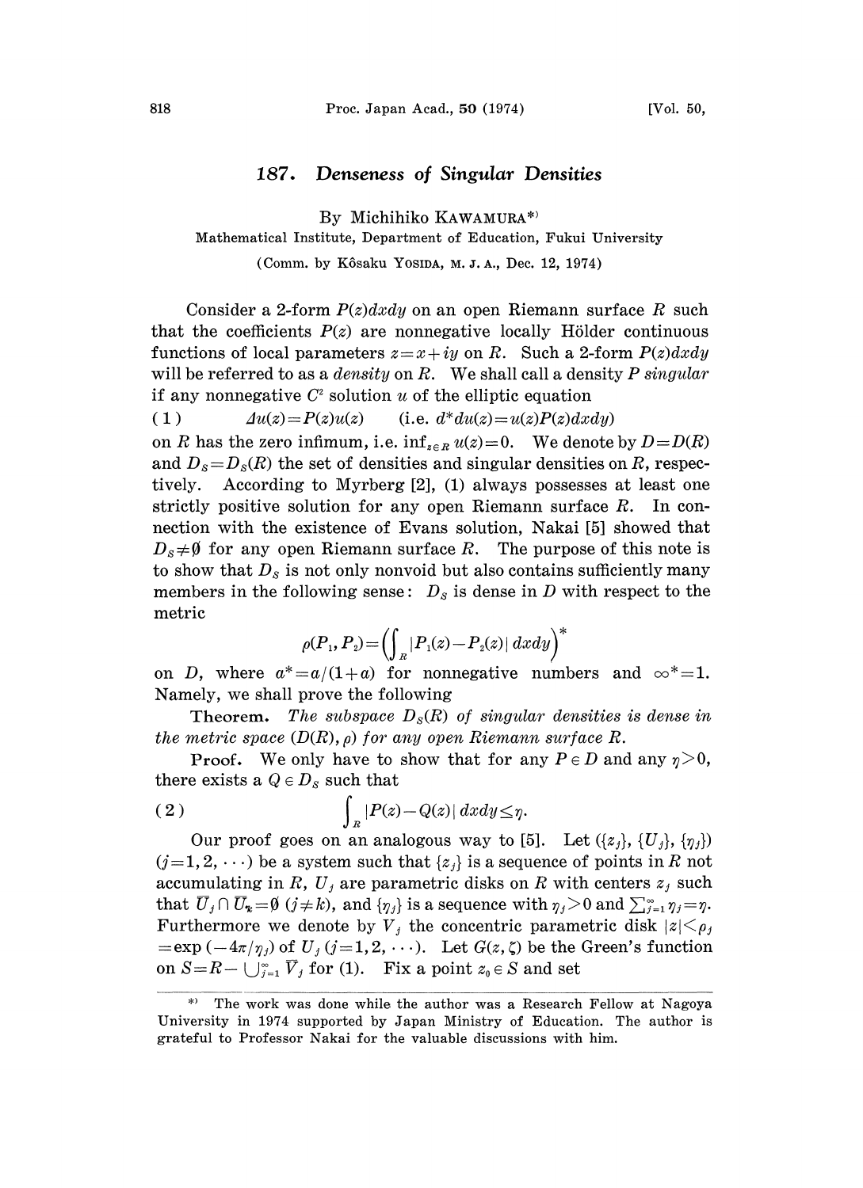# 187. Densenesss of Singular Densities

By Michihiko KAWAMURA*)

Mathematical Institute, Department of Education, Fukui University

(Comm. by Kôsaku YOSIDA, M. J. A., Dec. 12, 1974)

Consider a 2-form $P(z)dxdy$ on an open Riemann surface $R$ such that the coefficients $P(z)$ are nonnegative locally Hölder continuous functions of local parameters $z=x+iy$ on $R$. Such a 2-form $P(z)dxdy$ will be referred to as a *density* on $R$. We shall call a density $P$ *singular* if any nonnegative $C^2$ solution $u$ of the elliptic equation

$$(1) \qquad \Delta u(z)=P(z)u(z) \qquad (\text{i.e. } d^*du(z)=u(z)P(z)dxdy)$$

on $R$ has the zero infimum, i.e. $\inf_{z\in R} u(z)=0$. We denote by $D=D(R)$ and $D_S=D_S(R)$ the set of densities and singular densities on $R$, respectively. According to Myrberg [2], (1) always possesses at least one strictly positive solution for any open Riemann surface $R$. In connection with the existence of Evans solution, Nakai [5] showed that $D_S\neq\emptyset$ for any open Riemann surface $R$. The purpose of this note is to show that $D_S$ is not only nonvoid but also contains sufficiently many members in the following sense: $D_S$ is dense in $D$ with respect to the metric

$$\rho(P_1,P_2)=\left(\int_R |P_1(z)-P_2(z)|\,dxdy\right)^*$$

on $D$, where $a^*=a/(1+a)$ for nonnegative numbers and $\infty^*=1$. Namely, we shall prove the following

**Theorem.** *The subspace $D_S(R)$ of singular densities is dense in the metric space $(D(R),\rho)$ for any open Riemann surface $R$.*

**Proof.** We only have to show that for any $P\in D$ and any $\eta>0$, there exists a $Q\in D_S$ such that

$$(2) \qquad \int_R |P(z)-Q(z)|\,dxdy\leq\eta.$$

Our proof goes on an analogous way to [5]. Let $(\{z_j\},\{U_j\},\{\eta_j\})$ $(j=1,2,\cdots)$ be a system such that $\{z_j\}$ is a sequence of points in $R$ not accumulating in $R$, $U_j$ are parametric disks on $R$ with centers $z_j$ such that $\bar U_j\cap\bar U_k=\emptyset$ $(j\neq k)$, and $\{\eta_j\}$ is a sequence with $\eta_j>0$ and $\sum_{j=1}^{\infty}\eta_j=\eta$. Furthermore we denote by $V_j$ the concentric parametric disk $|z|<\rho_j=\exp(-4\pi/\eta_j)$ of $U_j$ $(j=1,2,\cdots)$. Let $G(z,\zeta)$ be the Green's function on $S=R-\bigcup_{j=1}^{\infty}\bar V_j$ for (1). Fix a point $z_0\in S$ and set

*) The work was done while the author was a Research Fellow at Nagoya University in 1974 supported by Japan Ministry of Education. The author is grateful to Professor Nakai for the valuable discussions with him.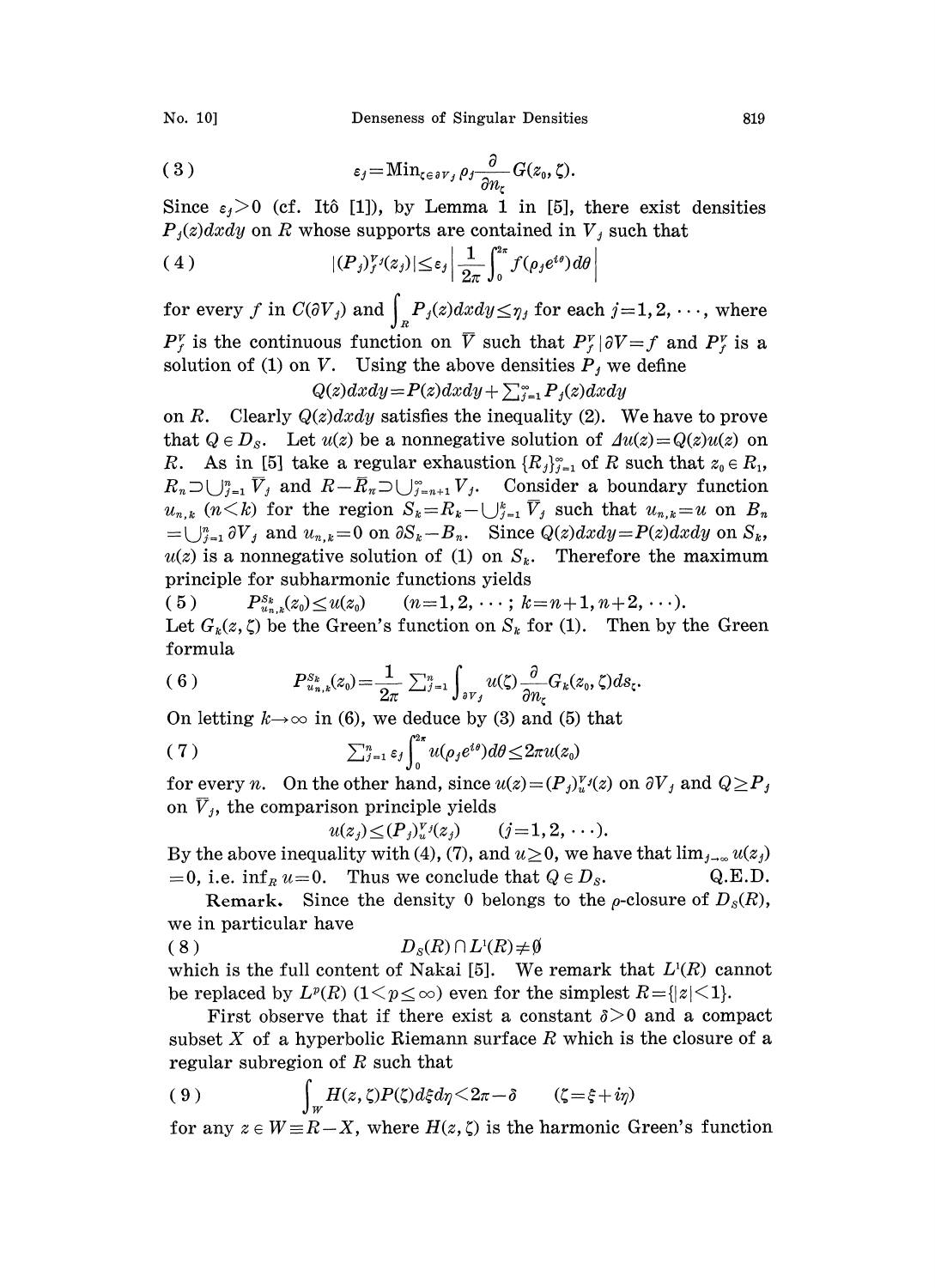$$\varepsilon_j = \operatorname{Min}_{\zeta \in \partial V_j} \rho_j \frac{\partial}{\partial n_\zeta} G(z_0, \zeta). \tag{3}$$

Since $\varepsilon_j > 0$ (cf. Itô [1]), by Lemma 1 in [5], there exist densities $P_j(z)dxdy$ on $R$ whose supports are contained in $V_j$ such that

$$|(P_j)_f^{V_j}(z_j)| \le \varepsilon_j \left| \frac{1}{2\pi} \int_0^{2\pi} f(\rho_j e^{i\theta}) d\theta \right| \tag{4}$$

for every $f$ in $C(\partial V_j)$ and $\int_R P_j(z)dxdy \le \eta_j$ for each $j = 1, 2, \cdots$, where $P_f^V$ is the continuous function on $\bar{V}$ such that $P_f^V | \partial V = f$ and $P_f^V$ is a solution of (1) on $V$. Using the above densities $P_j$ we define

$$Q(z)dxdy = P(z)dxdy + \sum_{j=1}^\infty P_j(z)dxdy$$

on $R$. Clearly $Q(z)dxdy$ satisfies the inequality (2). We have to prove that $Q \in D_S$. Let $u(z)$ be a nonnegative solution of $\Delta u(z) = Q(z)u(z)$ on $R$. As in [5] take a regular exhaustion $\{R_j\}_{j=1}^\infty$ of $R$ such that $z_0 \in R_1$, $R_n \supset \bigcup_{j=1}^n \bar{V}_j$ and $R - \bar{R}_n \supset \bigcup_{j=n+1}^\infty V_j$. Consider a boundary function $u_{n,k}$ $(n < k)$ for the region $S_k = R_k - \bigcup_{j=1}^k \bar{V}_j$ such that $u_{n,k} = u$ on $B_n = \bigcup_{j=1}^n \partial V_j$ and $u_{n,k} = 0$ on $\partial S_k - B_n$. Since $Q(z)dxdy = P(z)dxdy$ on $S_k$, $u(z)$ is a nonnegative solution of (1) on $S_k$. Therefore the maximum principle for subharmonic functions yields

$$P_{u_{n,k}}^{S_k}(z_0) \le u(z_0) \qquad (n = 1, 2, \cdots; k = n+1, n+2, \cdots). \tag{5}$$

Let $G_k(z, \zeta)$ be the Green's function on $S_k$ for (1). Then by the Green formula

$$P_{u_{n,k}}^{S_k}(z_0) = \frac{1}{2\pi} \sum_{j=1}^n \int_{\partial V_j} u(\zeta) \frac{\partial}{\partial n_\zeta} G_k(z_0, \zeta) ds_\zeta. \tag{6}$$

On letting $k \to \infty$ in (6), we deduce by (3) and (5) that

$$\sum_{j=1}^n \varepsilon_j \int_0^{2\pi} u(\rho_j e^{i\theta}) d\theta \le 2\pi u(z_0) \tag{7}$$

for every $n$. On the other hand, since $u(z) = (P_j)_u^{V_j}(z)$ on $\partial V_j$ and $Q \ge P_j$ on $\bar{V}_j$, the comparison principle yields

$$u(z_j) \le (P_j)_u^{V_j}(z_j) \qquad (j = 1, 2, \cdots).$$

By the above inequality with (4), (7), and $u \ge 0$, we have that $\lim_{j \to \infty} u(z_j) = 0$, i.e. $\inf_R u = 0$. Thus we conclude that $Q \in D_S$. Q.E.D.

**Remark.** Since the density 0 belongs to the $\rho$-closure of $D_S(R)$, we in particular have

$$D_S(R) \cap L^1(R) \neq \emptyset \tag{8}$$

which is the full content of Nakai [5]. We remark that $L^1(R)$ cannot be replaced by $L^p(R)$ $(1 < p \le \infty)$ even for the simplest $R = \{|z| < 1\}$.

First observe that if there exist a constant $\delta > 0$ and a compact subset $X$ of a hyperbolic Riemann surface $R$ which is the closure of a regular subregion of $R$ such that

$$\int_W H(z, \zeta) P(\zeta) d\xi d\eta < 2\pi - \delta \qquad (\zeta = \xi + i\eta) \tag{9}$$

for any $z \in W \equiv R - X$, where $H(z, \zeta)$ is the harmonic Green's function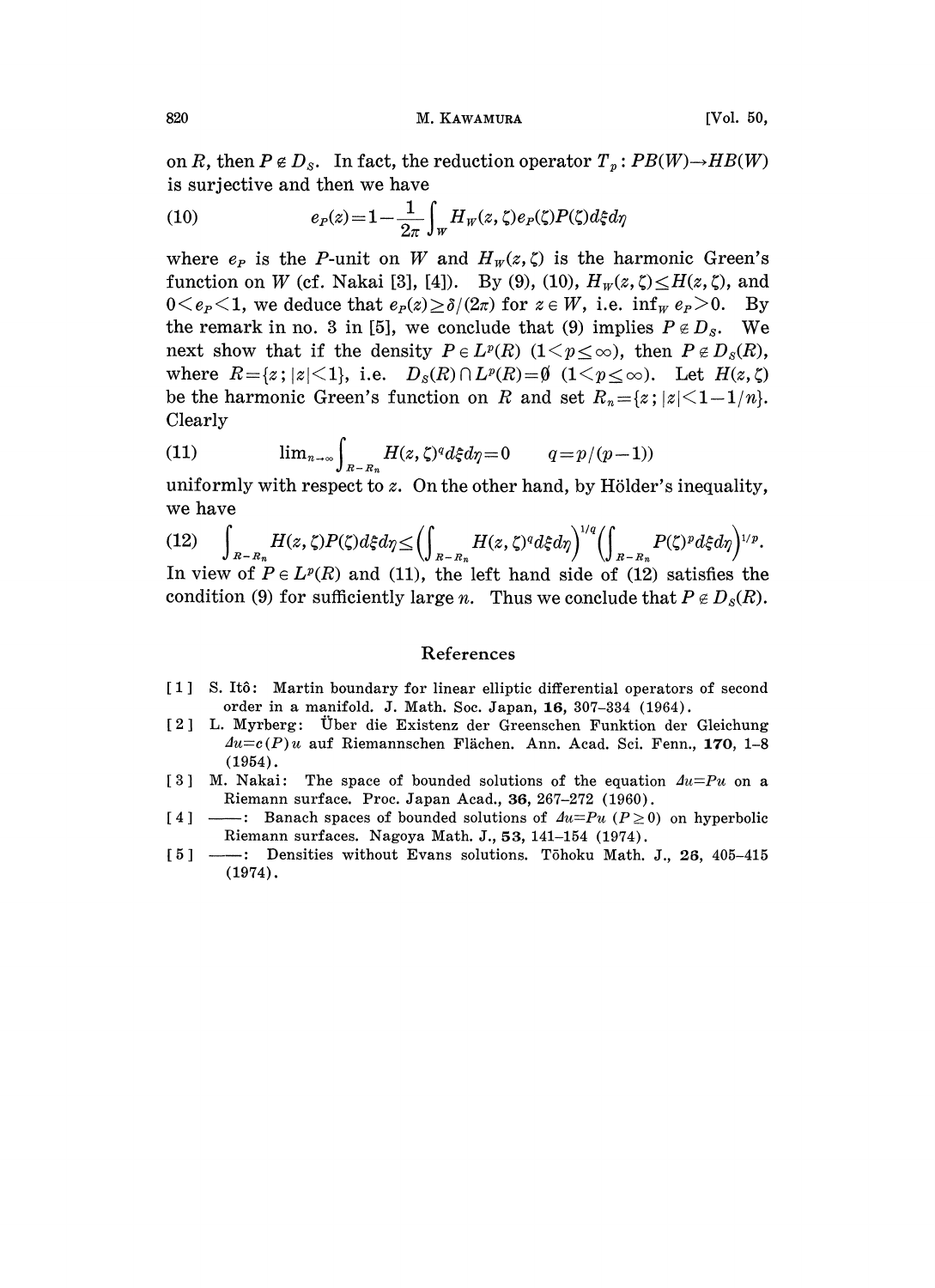on $R$, then $P \notin D_S$. In fact, the reduction operator $T_p: PB(W) \to HB(W)$ is surjective and then we have

$$e_P(z) = 1 - \frac{1}{2\pi}\int_W H_W(z, \zeta) e_P(\zeta) P(\zeta) d\xi d\eta \tag{10}$$

where $e_P$ is the $P$-unit on $W$ and $H_W(z, \zeta)$ is the harmonic Green's function on $W$ (cf. Nakai [3], [4]). By (9), (10), $H_W(z, \zeta) \le H(z, \zeta)$, and $0 < e_P < 1$, we deduce that $e_P(z) \ge \delta/(2\pi)$ for $z \in W$, i.e. $\inf_W e_P > 0$. By the remark in no. 3 in [5], we conclude that (9) implies $P \notin D_S$. We next show that if the density $P \in L^p(R)$ $(1 < p \le \infty)$, then $P \notin D_S(R)$, where $R = \{z; |z| < 1\}$, i.e. $D_S(R) \cap L^p(R) = \emptyset$ $(1 < p \le \infty)$. Let $H(z, \zeta)$ be the harmonic Green's function on $R$ and set $R_n = \{z; |z| < 1 - 1/n\}$. Clearly

$$\lim_{n\to\infty} \int_{R-R_n} H(z, \zeta)^q d\xi d\eta = 0 \qquad q = p/(p-1)) \tag{11}$$

uniformly with respect to $z$. On the other hand, by Hölder's inequality, we have

$$\int_{R-R_n} H(z, \zeta) P(\zeta) d\xi d\eta \le \left(\int_{R-R_n} H(z, \zeta)^q d\xi d\eta\right)^{1/q} \left(\int_{R-R_n} P(\zeta)^p d\xi d\eta\right)^{1/p}. \tag{12}$$

In view of $P \in L^p(R)$ and (11), the left hand side of (12) satisfies the condition (9) for sufficiently large $n$. Thus we conclude that $P \notin D_S(R)$.

## References

[1] S. Itô: Martin boundary for linear elliptic differential operators of second order in a manifold. J. Math. Soc. Japan, **16**, 307–334 (1964).

[2] L. Myrberg: Über die Existenz der Greenschen Funktion der Gleichung $\Delta u = c(P)u$ auf Riemannschen Flächen. Ann. Acad. Sci. Fenn., **170**, 1–8 (1954).

[3] M. Nakai: The space of bounded solutions of the equation $\Delta u = Pu$ on a Riemann surface. Proc. Japan Acad., **36**, 267–272 (1960).

[4] ——: Banach spaces of bounded solutions of $\Delta u = Pu$ $(P \ge 0)$ on hyperbolic Riemann surfaces. Nagoya Math. J., **53**, 141–154 (1974).

[5] ——: Densities without Evans solutions. Tōhoku Math. J., **26**, 405–415 (1974).